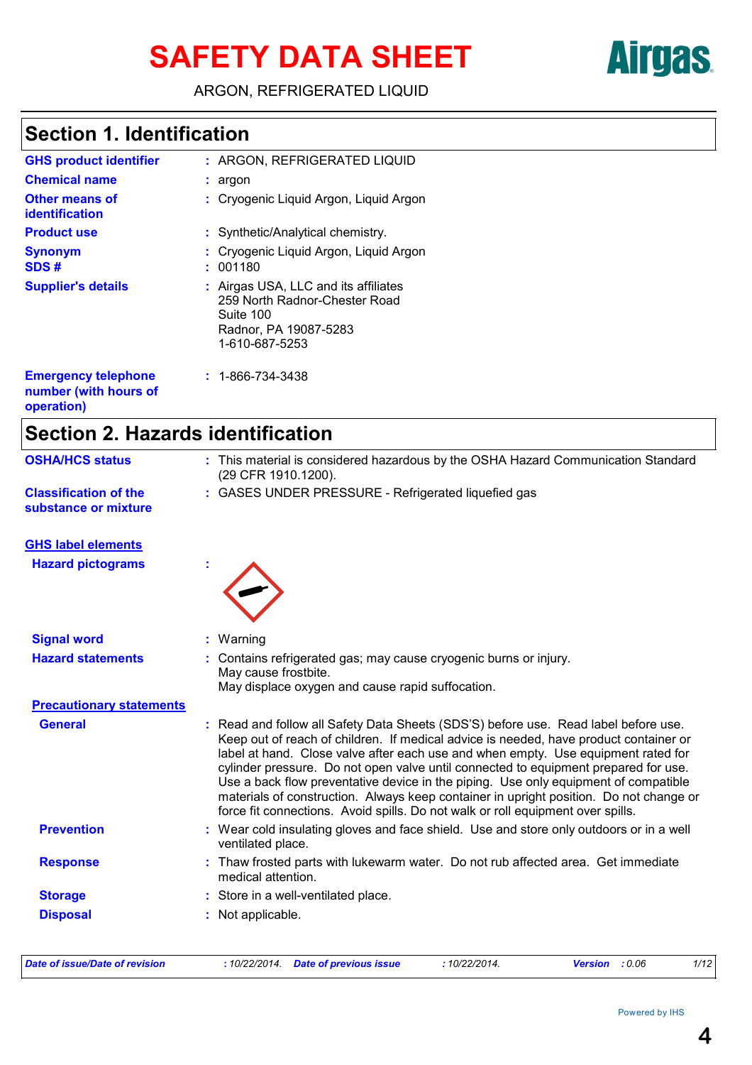# SAFETY DATA SHEET

ARGON, REFRIGERATED LIQUID

## Section 1. Identification

| | |
|---|---|
| **GHS product identifier** | : ARGON, REFRIGERATED LIQUID |
| **Chemical name** | : argon |
| **Other means of identification** | : Cryogenic Liquid Argon, Liquid Argon |
| **Product use** | : Synthetic/Analytical chemistry. |
| **Synonym** | : Cryogenic Liquid Argon, Liquid Argon |
| **SDS #** | : 001180 |
| **Supplier's details** | : Airgas USA, LLC and its affiliates<br>259 North Radnor-Chester Road<br>Suite 100<br>Radnor, PA 19087-5283<br>1-610-687-5253 |
| **Emergency telephone number (with hours of operation)** | : 1-866-734-3438 |

## Section 2. Hazards identification

| | |
|---|---|
| **OSHA/HCS status** | : This material is considered hazardous by the OSHA Hazard Communication Standard (29 CFR 1910.1200). |
| **Classification of the substance or mixture** | : GASES UNDER PRESSURE - Refrigerated liquefied gas |

**GHS label elements**

**Hazard pictograms** :

| | |
|---|---|
| **Signal word** | : Warning |
| **Hazard statements** | : Contains refrigerated gas; may cause cryogenic burns or injury.<br>May cause frostbite.<br>May displace oxygen and cause rapid suffocation. |

**Precautionary statements**

| | |
|---|---|
| **General** | : Read and follow all Safety Data Sheets (SDS'S) before use. Read label before use. Keep out of reach of children. If medical advice is needed, have product container or label at hand. Close valve after each use and when empty. Use equipment rated for cylinder pressure. Do not open valve until connected to equipment prepared for use. Use a back flow preventative device in the piping. Use only equipment of compatible materials of construction. Always keep container in upright position. Do not change or force fit connections. Avoid spills. Do not walk or roll equipment over spills. |
| **Prevention** | : Wear cold insulating gloves and face shield. Use and store only outdoors or in a well ventilated place. |
| **Response** | : Thaw frosted parts with lukewarm water. Do not rub affected area. Get immediate medical attention. |
| **Storage** | : Store in a well-ventilated place. |
| **Disposal** | : Not applicable. |

*Date of issue/Date of revision* : 10/22/2014. *Date of previous issue* : 10/22/2014. *Version* : 0.06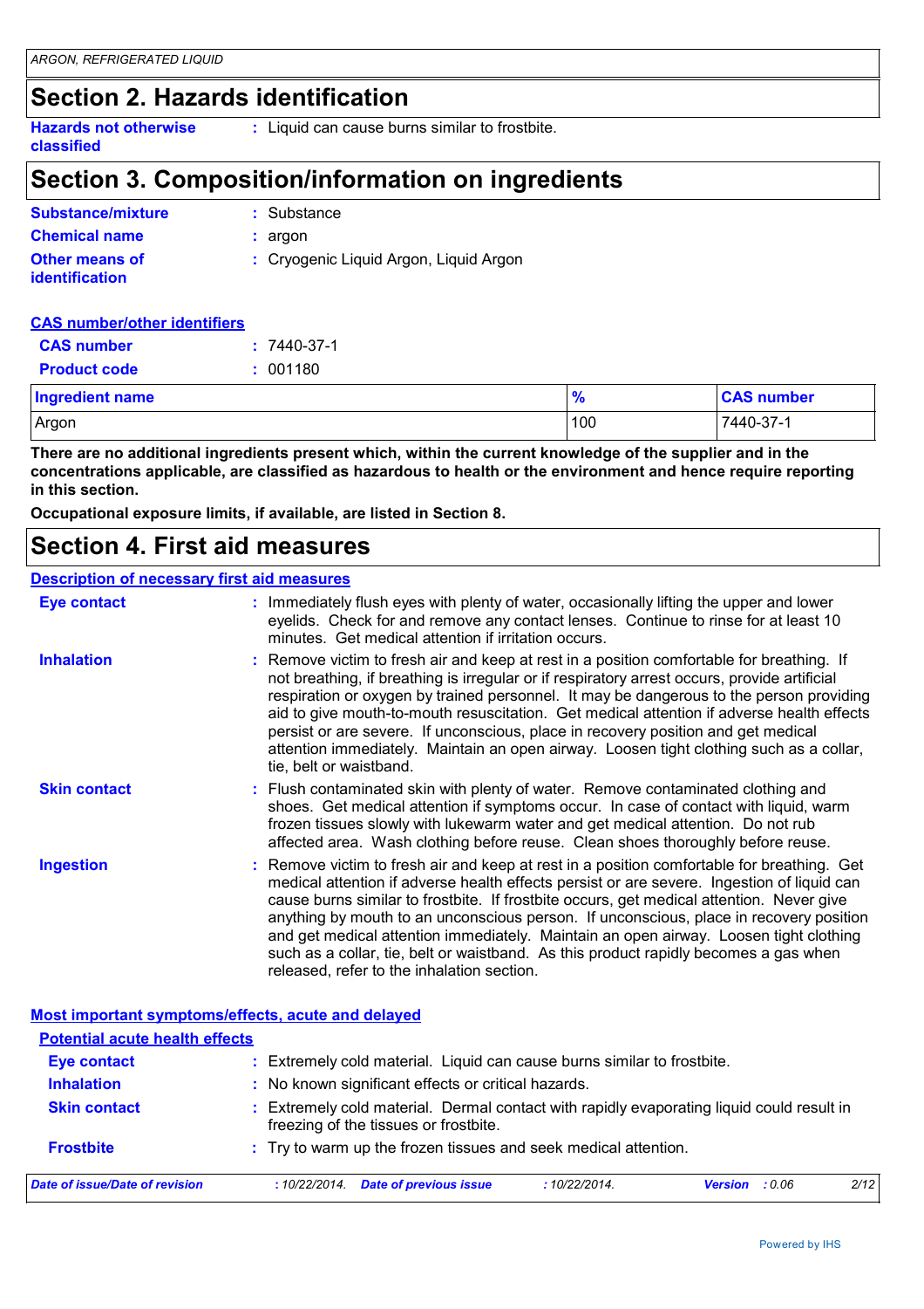## Section 2. Hazards identification

| | |
|---|---|
| **Hazards not otherwise classified** | : Liquid can cause burns similar to frostbite. |

## Section 3. Composition/information on ingredients

| | |
|---|---|
| **Substance/mixture** | : Substance |
| **Chemical name** | : argon |
| **Other means of identification** | : Cryogenic Liquid Argon, Liquid Argon |

**CAS number/other identifiers**

| | |
|---|---|
| **CAS number** | : 7440-37-1 |
| **Product code** | : 001180 |

| Ingredient name | % | CAS number |
|---|---|---|
| Argon | 100 | 7440-37-1 |

**There are no additional ingredients present which, within the current knowledge of the supplier and in the concentrations applicable, are classified as hazardous to health or the environment and hence require reporting in this section.**

**Occupational exposure limits, if available, are listed in Section 8.**

## Section 4. First aid measures

**Description of necessary first aid measures**

| | |
|---|---|
| **Eye contact** | : Immediately flush eyes with plenty of water, occasionally lifting the upper and lower eyelids. Check for and remove any contact lenses. Continue to rinse for at least 10 minutes. Get medical attention if irritation occurs. |
| **Inhalation** | : Remove victim to fresh air and keep at rest in a position comfortable for breathing. If not breathing, if breathing is irregular or if respiratory arrest occurs, provide artificial respiration or oxygen by trained personnel. It may be dangerous to the person providing aid to give mouth-to-mouth resuscitation. Get medical attention if adverse health effects persist or are severe. If unconscious, place in recovery position and get medical attention immediately. Maintain an open airway. Loosen tight clothing such as a collar, tie, belt or waistband. |
| **Skin contact** | : Flush contaminated skin with plenty of water. Remove contaminated clothing and shoes. Get medical attention if symptoms occur. In case of contact with liquid, warm frozen tissues slowly with lukewarm water and get medical attention. Do not rub affected area. Wash clothing before reuse. Clean shoes thoroughly before reuse. |
| **Ingestion** | : Remove victim to fresh air and keep at rest in a position comfortable for breathing. Get medical attention if adverse health effects persist or are severe. Ingestion of liquid can cause burns similar to frostbite. If frostbite occurs, get medical attention. Never give anything by mouth to an unconscious person. If unconscious, place in recovery position and get medical attention immediately. Maintain an open airway. Loosen tight clothing such as a collar, tie, belt or waistband. As this product rapidly becomes a gas when released, refer to the inhalation section. |

**Most important symptoms/effects, acute and delayed**

**Potential acute health effects**

| | |
|---|---|
| **Eye contact** | : Extremely cold material. Liquid can cause burns similar to frostbite. |
| **Inhalation** | : No known significant effects or critical hazards. |
| **Skin contact** | : Extremely cold material. Dermal contact with rapidly evaporating liquid could result in freezing of the tissues or frostbite. |
| **Frostbite** | : Try to warm up the frozen tissues and seek medical attention. |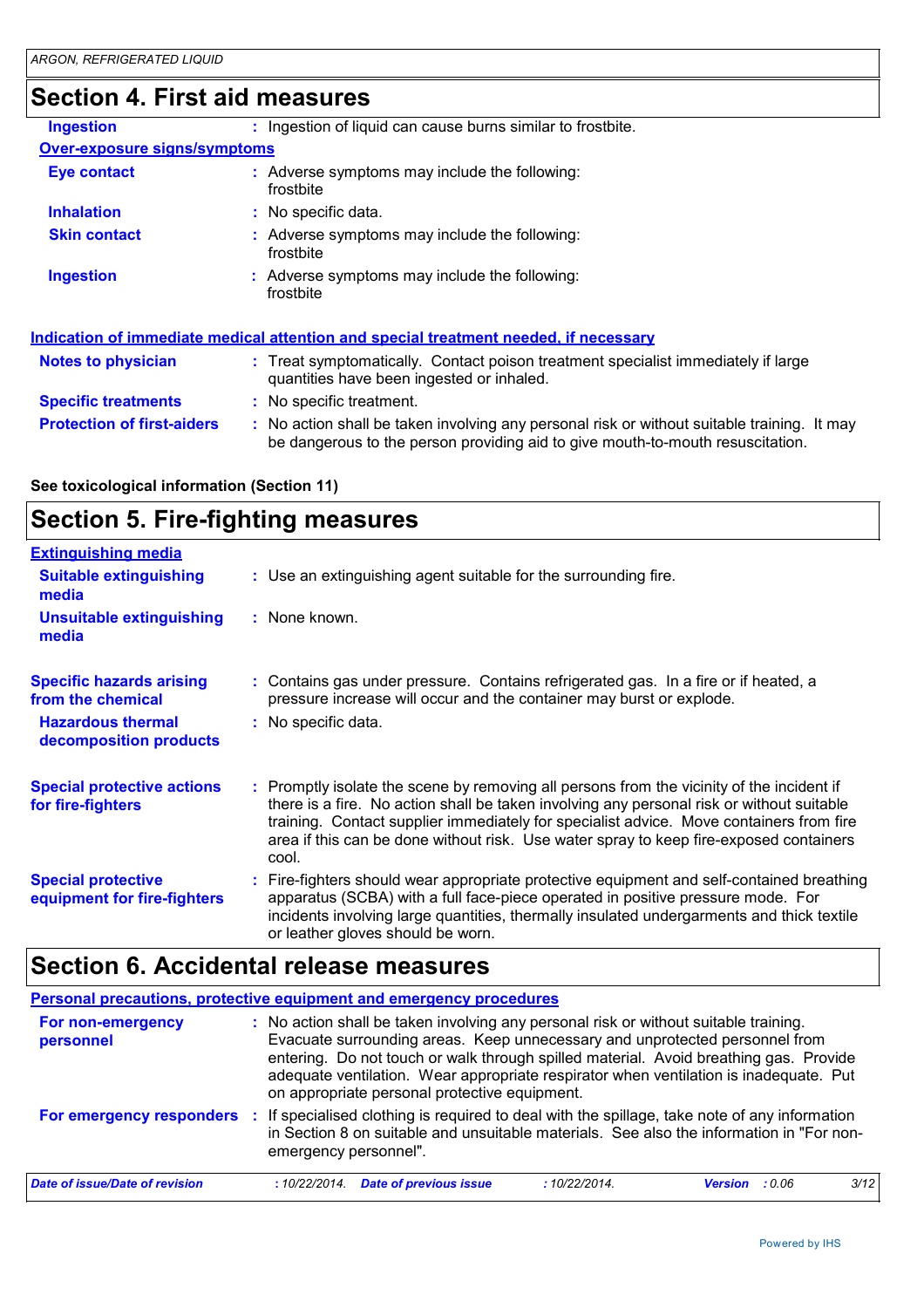## Section 4. First aid measures

**Ingestion** : Ingestion of liquid can cause burns similar to frostbite.

### Over-exposure signs/symptoms

**Eye contact** : Adverse symptoms may include the following:
frostbite

**Inhalation** : No specific data.

**Skin contact** : Adverse symptoms may include the following:
frostbite

**Ingestion** : Adverse symptoms may include the following:
frostbite

### Indication of immediate medical attention and special treatment needed, if necessary

**Notes to physician** : Treat symptomatically. Contact poison treatment specialist immediately if large quantities have been ingested or inhaled.

**Specific treatments** : No specific treatment.

**Protection of first-aiders** : No action shall be taken involving any personal risk or without suitable training. It may be dangerous to the person providing aid to give mouth-to-mouth resuscitation.

**See toxicological information (Section 11)**

## Section 5. Fire-fighting measures

### Extinguishing media

**Suitable extinguishing media** : Use an extinguishing agent suitable for the surrounding fire.

**Unsuitable extinguishing media** : None known.

**Specific hazards arising from the chemical** : Contains gas under pressure. Contains refrigerated gas. In a fire or if heated, a pressure increase will occur and the container may burst or explode.

**Hazardous thermal decomposition products** : No specific data.

**Special protective actions for fire-fighters** : Promptly isolate the scene by removing all persons from the vicinity of the incident if there is a fire. No action shall be taken involving any personal risk or without suitable training. Contact supplier immediately for specialist advice. Move containers from fire area if this can be done without risk. Use water spray to keep fire-exposed containers cool.

**Special protective equipment for fire-fighters** : Fire-fighters should wear appropriate protective equipment and self-contained breathing apparatus (SCBA) with a full face-piece operated in positive pressure mode. For incidents involving large quantities, thermally insulated undergarments and thick textile or leather gloves should be worn.

## Section 6. Accidental release measures

### Personal precautions, protective equipment and emergency procedures

**For non-emergency personnel** : No action shall be taken involving any personal risk or without suitable training. Evacuate surrounding areas. Keep unnecessary and unprotected personnel from entering. Do not touch or walk through spilled material. Avoid breathing gas. Provide adequate ventilation. Wear appropriate respirator when ventilation is inadequate. Put on appropriate personal protective equipment.

**For emergency responders** : If specialised clothing is required to deal with the spillage, take note of any information in Section 8 on suitable and unsuitable materials. See also the information in "For non-emergency personnel".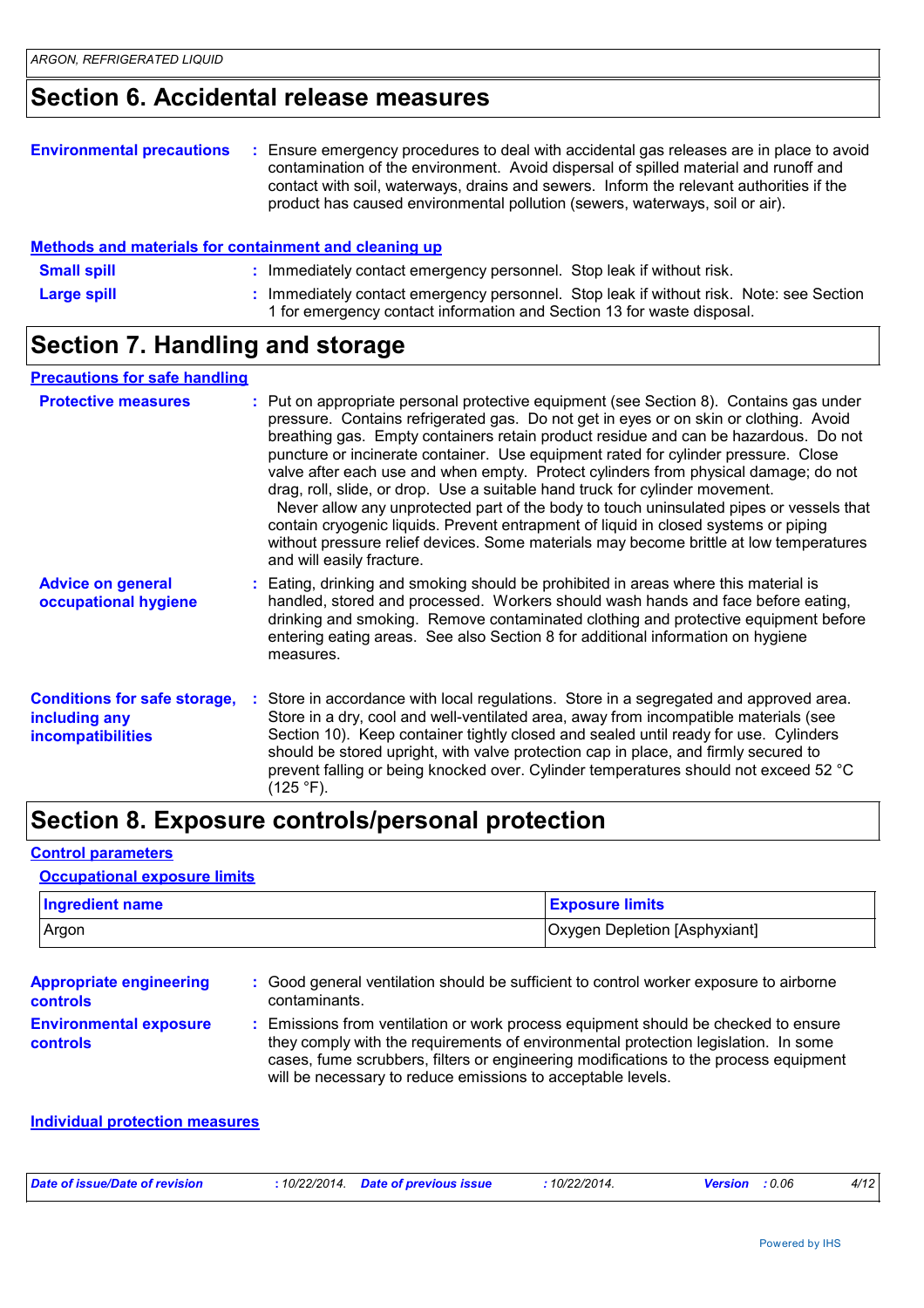## Section 6. Accidental release measures

**Environmental precautions** : Ensure emergency procedures to deal with accidental gas releases are in place to avoid contamination of the environment. Avoid dispersal of spilled material and runoff and contact with soil, waterways, drains and sewers. Inform the relevant authorities if the product has caused environmental pollution (sewers, waterways, soil or air).

### Methods and materials for containment and cleaning up

**Small spill** : Immediately contact emergency personnel. Stop leak if without risk.

**Large spill** : Immediately contact emergency personnel. Stop leak if without risk. Note: see Section 1 for emergency contact information and Section 13 for waste disposal.

## Section 7. Handling and storage

### Precautions for safe handling

**Protective measures** : Put on appropriate personal protective equipment (see Section 8). Contains gas under pressure. Contains refrigerated gas. Do not get in eyes or on skin or clothing. Avoid breathing gas. Empty containers retain product residue and can be hazardous. Do not puncture or incinerate container. Use equipment rated for cylinder pressure. Close valve after each use and when empty. Protect cylinders from physical damage; do not drag, roll, slide, or drop. Use a suitable hand truck for cylinder movement. Never allow any unprotected part of the body to touch uninsulated pipes or vessels that contain cryogenic liquids. Prevent entrapment of liquid in closed systems or piping without pressure relief devices. Some materials may become brittle at low temperatures and will easily fracture.

**Advice on general occupational hygiene** : Eating, drinking and smoking should be prohibited in areas where this material is handled, stored and processed. Workers should wash hands and face before eating, drinking and smoking. Remove contaminated clothing and protective equipment before entering eating areas. See also Section 8 for additional information on hygiene measures.

**Conditions for safe storage, including any incompatibilities** : Store in accordance with local regulations. Store in a segregated and approved area. Store in a dry, cool and well-ventilated area, away from incompatible materials (see Section 10). Keep container tightly closed and sealed until ready for use. Cylinders should be stored upright, with valve protection cap in place, and firmly secured to prevent falling or being knocked over. Cylinder temperatures should not exceed 52 °C (125 °F).

## Section 8. Exposure controls/personal protection

### Control parameters

#### Occupational exposure limits

| Ingredient name | Exposure limits |
|---|---|
| Argon | Oxygen Depletion [Asphyxiant] |

**Appropriate engineering controls** : Good general ventilation should be sufficient to control worker exposure to airborne contaminants.

**Environmental exposure controls** : Emissions from ventilation or work process equipment should be checked to ensure they comply with the requirements of environmental protection legislation. In some cases, fume scrubbers, filters or engineering modifications to the process equipment will be necessary to reduce emissions to acceptable levels.

### Individual protection measures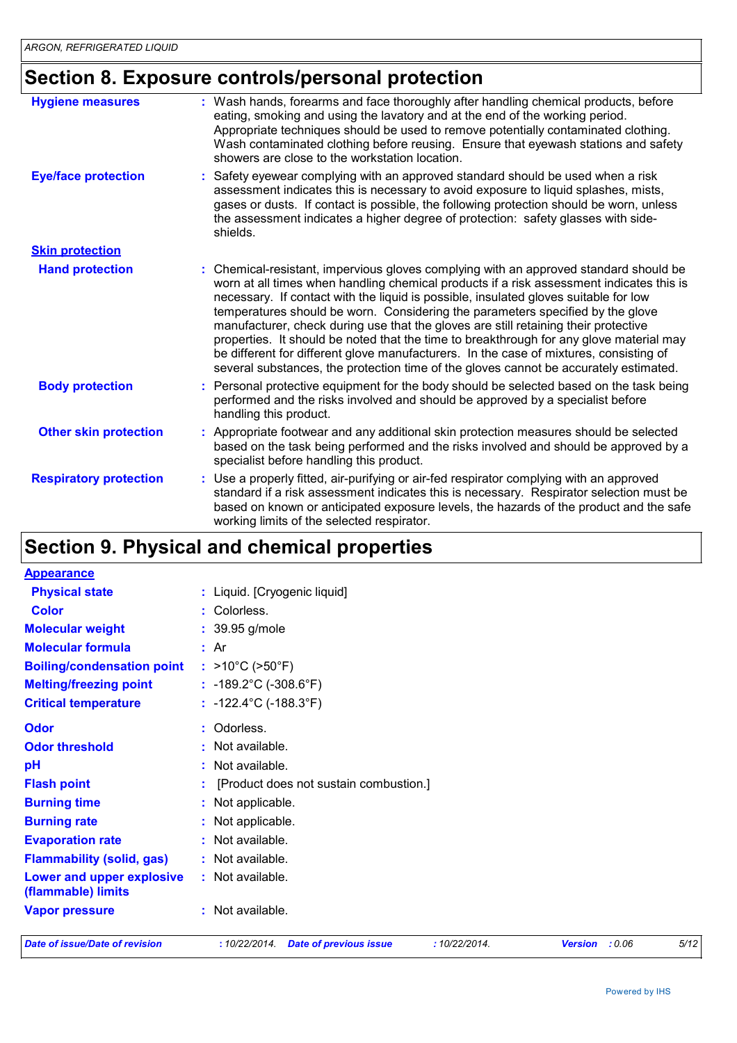## Section 8. Exposure controls/personal protection

| | |
|---|---|
| **Hygiene measures** | : Wash hands, forearms and face thoroughly after handling chemical products, before eating, smoking and using the lavatory and at the end of the working period. Appropriate techniques should be used to remove potentially contaminated clothing. Wash contaminated clothing before reusing. Ensure that eyewash stations and safety showers are close to the workstation location. |
| **Eye/face protection** | : Safety eyewear complying with an approved standard should be used when a risk assessment indicates this is necessary to avoid exposure to liquid splashes, mists, gases or dusts. If contact is possible, the following protection should be worn, unless the assessment indicates a higher degree of protection: safety glasses with side-shields. |
| **Skin protection** | |
| **Hand protection** | : Chemical-resistant, impervious gloves complying with an approved standard should be worn at all times when handling chemical products if a risk assessment indicates this is necessary. If contact with the liquid is possible, insulated gloves suitable for low temperatures should be worn. Considering the parameters specified by the glove manufacturer, check during use that the gloves are still retaining their protective properties. It should be noted that the time to breakthrough for any glove material may be different for different glove manufacturers. In the case of mixtures, consisting of several substances, the protection time of the gloves cannot be accurately estimated. |
| **Body protection** | : Personal protective equipment for the body should be selected based on the task being performed and the risks involved and should be approved by a specialist before handling this product. |
| **Other skin protection** | : Appropriate footwear and any additional skin protection measures should be selected based on the task being performed and the risks involved and should be approved by a specialist before handling this product. |
| **Respiratory protection** | : Use a properly fitted, air-purifying or air-fed respirator complying with an approved standard if a risk assessment indicates this is necessary. Respirator selection must be based on known or anticipated exposure levels, the hazards of the product and the safe working limits of the selected respirator. |

## Section 9. Physical and chemical properties

| | |
|---|---|
| **Appearance** | |
| **Physical state** | : Liquid. [Cryogenic liquid] |
| **Color** | : Colorless. |
| **Molecular weight** | : 39.95 g/mole |
| **Molecular formula** | : Ar |
| **Boiling/condensation point** | : >10°C (>50°F) |
| **Melting/freezing point** | : -189.2°C (-308.6°F) |
| **Critical temperature** | : -122.4°C (-188.3°F) |
| **Odor** | : Odorless. |
| **Odor threshold** | : Not available. |
| **pH** | : Not available. |
| **Flash point** | : [Product does not sustain combustion.] |
| **Burning time** | : Not applicable. |
| **Burning rate** | : Not applicable. |
| **Evaporation rate** | : Not available. |
| **Flammability (solid, gas)** | : Not available. |
| **Lower and upper explosive (flammable) limits** | : Not available. |
| **Vapor pressure** | : Not available. |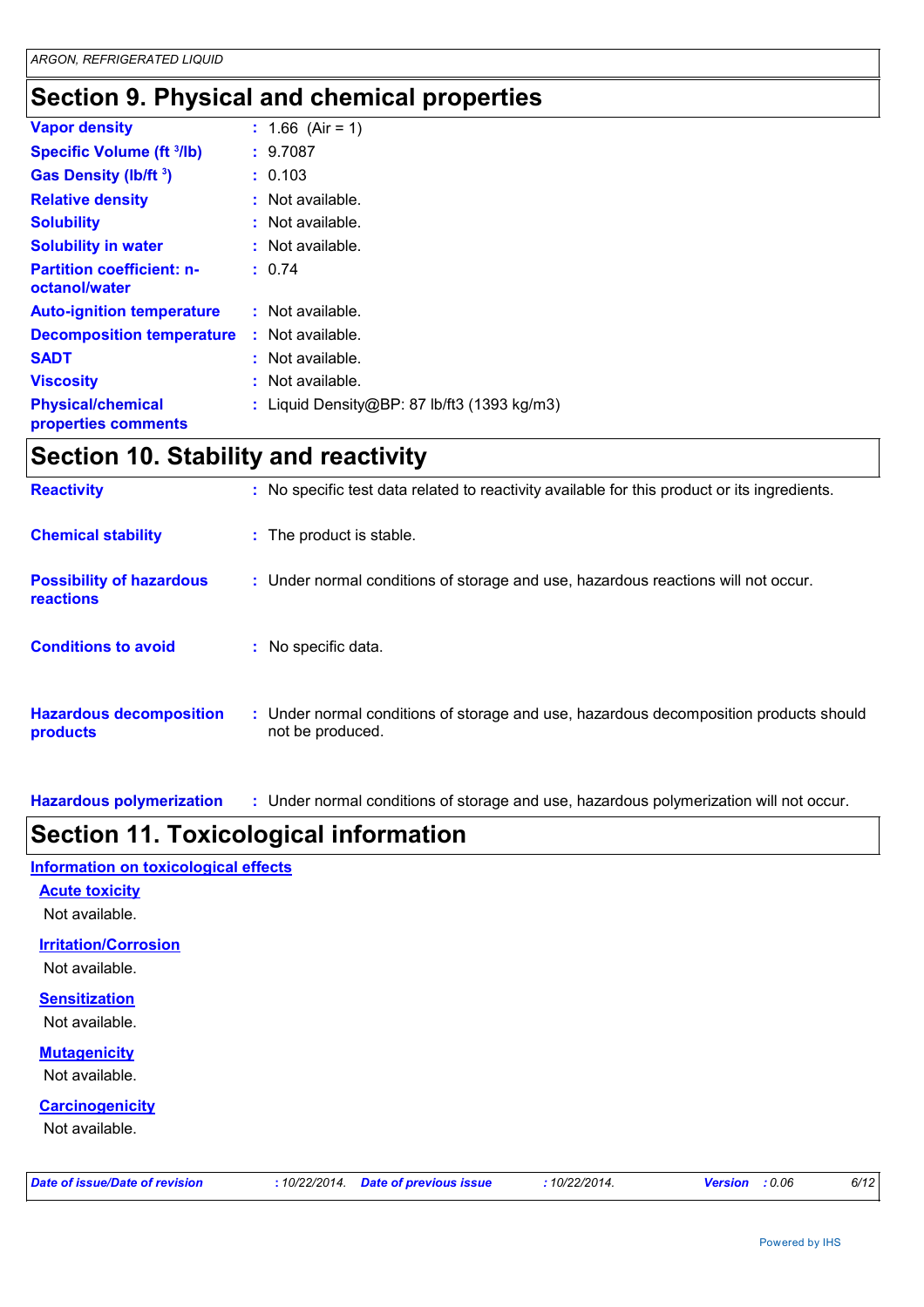## Section 9. Physical and chemical properties

| | |
|---|---|
| **Vapor density** | : 1.66 (Air = 1) |
| **Specific Volume (ft $^3$/lb)** | : 9.7087 |
| **Gas Density (lb/ft $^3$)** | : 0.103 |
| **Relative density** | : Not available. |
| **Solubility** | : Not available. |
| **Solubility in water** | : Not available. |
| **Partition coefficient: n-octanol/water** | : 0.74 |
| **Auto-ignition temperature** | : Not available. |
| **Decomposition temperature** | : Not available. |
| **SADT** | : Not available. |
| **Viscosity** | : Not available. |
| **Physical/chemical properties comments** | : Liquid Density@BP: 87 lb/ft3 (1393 kg/m3) |

## Section 10. Stability and reactivity

| | |
|---|---|
| **Reactivity** | : No specific test data related to reactivity available for this product or its ingredients. |
| **Chemical stability** | : The product is stable. |
| **Possibility of hazardous reactions** | : Under normal conditions of storage and use, hazardous reactions will not occur. |
| **Conditions to avoid** | : No specific data. |
| **Hazardous decomposition products** | : Under normal conditions of storage and use, hazardous decomposition products should not be produced. |
| **Hazardous polymerization** | : Under normal conditions of storage and use, hazardous polymerization will not occur. |

## Section 11. Toxicological information

### Information on toxicological effects

#### Acute toxicity

Not available.

#### Irritation/Corrosion

Not available.

#### Sensitization

Not available.

#### Mutagenicity

Not available.

#### Carcinogenicity

Not available.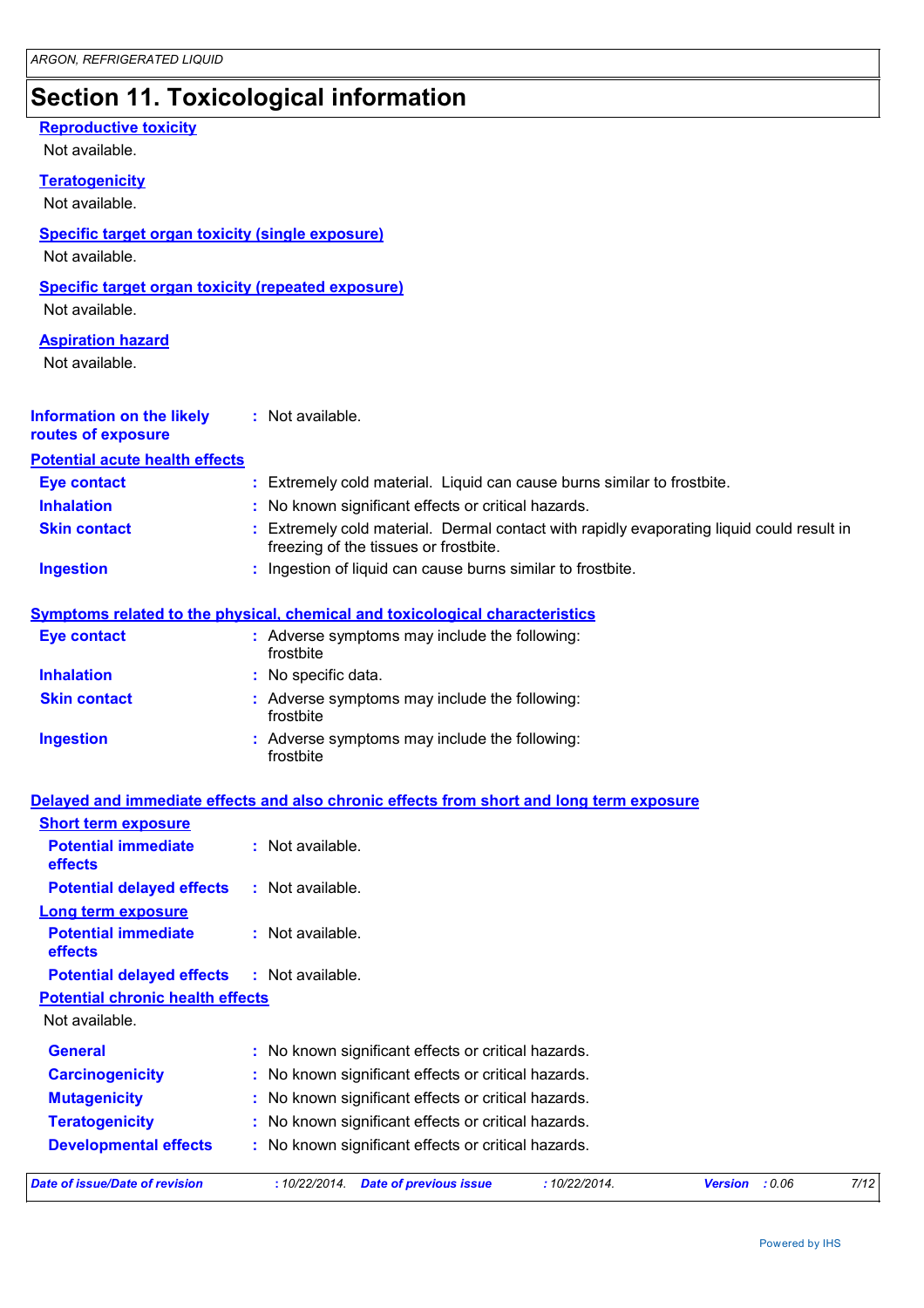# Section 11. Toxicological information

**Reproductive toxicity**

Not available.

**Teratogenicity**

Not available.

**Specific target organ toxicity (single exposure)**

Not available.

**Specific target organ toxicity (repeated exposure)**

Not available.

**Aspiration hazard**

Not available.

**Information on the likely routes of exposure** : Not available.

**Potential acute health effects**

| | |
|---|---|
| **Eye contact** | : Extremely cold material. Liquid can cause burns similar to frostbite. |
| **Inhalation** | : No known significant effects or critical hazards. |
| **Skin contact** | : Extremely cold material. Dermal contact with rapidly evaporating liquid could result in freezing of the tissues or frostbite. |
| **Ingestion** | : Ingestion of liquid can cause burns similar to frostbite. |

**Symptoms related to the physical, chemical and toxicological characteristics**

| | |
|---|---|
| **Eye contact** | : Adverse symptoms may include the following: frostbite |
| **Inhalation** | : No specific data. |
| **Skin contact** | : Adverse symptoms may include the following: frostbite |
| **Ingestion** | : Adverse symptoms may include the following: frostbite |

**Delayed and immediate effects and also chronic effects from short and long term exposure**

**Short term exposure**

| | |
|---|---|
| **Potential immediate effects** | : Not available. |
| **Potential delayed effects** | : Not available. |

**Long term exposure**

| | |
|---|---|
| **Potential immediate effects** | : Not available. |
| **Potential delayed effects** | : Not available. |

**Potential chronic health effects**

Not available.

| | |
|---|---|
| **General** | : No known significant effects or critical hazards. |
| **Carcinogenicity** | : No known significant effects or critical hazards. |
| **Mutagenicity** | : No known significant effects or critical hazards. |
| **Teratogenicity** | : No known significant effects or critical hazards. |
| **Developmental effects** | : No known significant effects or critical hazards. |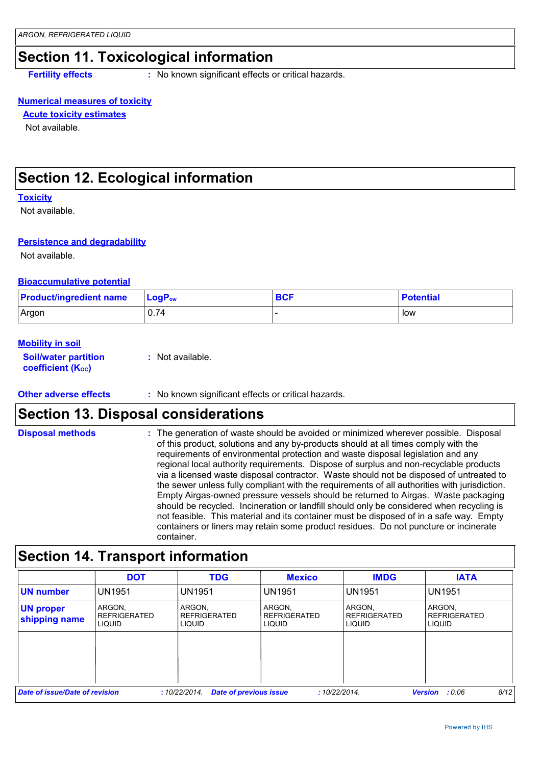## Section 11. Toxicological information

**Fertility effects** : No known significant effects or critical hazards.

**Numerical measures of toxicity**

**Acute toxicity estimates**

Not available.

## Section 12. Ecological information

**Toxicity**

Not available.

**Persistence and degradability**

Not available.

**Bioaccumulative potential**

| Product/ingredient name | $LogP_{ow}$ | BCF | Potential |
|---|---|---|---|
| Argon | 0.74 | - | low |

**Mobility in soil**

**Soil/water partition coefficient ($K_{OC}$)** : Not available.

**Other adverse effects** : No known significant effects or critical hazards.

## Section 13. Disposal considerations

**Disposal methods** : The generation of waste should be avoided or minimized wherever possible. Disposal of this product, solutions and any by-products should at all times comply with the requirements of environmental protection and waste disposal legislation and any regional local authority requirements. Dispose of surplus and non-recyclable products via a licensed waste disposal contractor. Waste should not be disposed of untreated to the sewer unless fully compliant with the requirements of all authorities with jurisdiction. Empty Airgas-owned pressure vessels should be returned to Airgas. Waste packaging should be recycled. Incineration or landfill should only be considered when recycling is not feasible. This material and its container must be disposed of in a safe way. Empty containers or liners may retain some product residues. Do not puncture or incinerate container.

## Section 14. Transport information

| | DOT | TDG | Mexico | IMDG | IATA |
|---|---|---|---|---|---|
| **UN number** | UN1951 | UN1951 | UN1951 | UN1951 | UN1951 |
| **UN proper shipping name** | ARGON, REFRIGERATED LIQUID | ARGON, REFRIGERATED LIQUID | ARGON, REFRIGERATED LIQUID | ARGON, REFRIGERATED LIQUID | ARGON, REFRIGERATED LIQUID |
| | | | | | |

*Date of issue/Date of revision* : 10/22/2014. *Date of previous issue* : 10/22/2014. *Version* : 0.06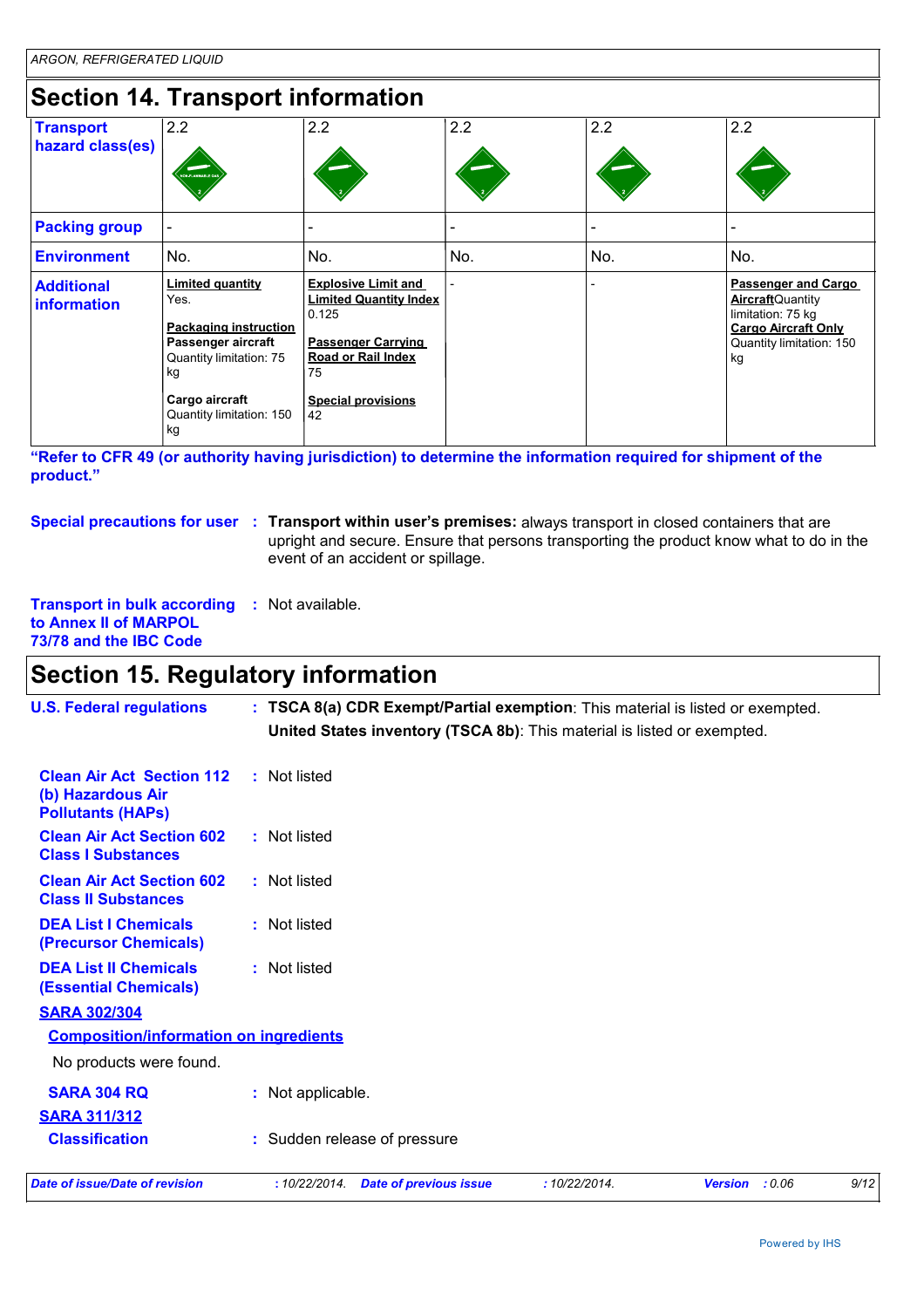## Section 14. Transport information

| | | | | | |
|---|---|---|---|---|---|
| **Transport hazard class(es)** | 2.2 | 2.2 | 2.2 | 2.2 | 2.2 |
| **Packing group** | - | - | - | - | - |
| **Environment** | No. | No. | No. | No. | No. |
| **Additional information** | **Limited quantity** Yes. **Packaging instruction** **Passenger aircraft** Quantity limitation: 75 kg **Cargo aircraft** Quantity limitation: 150 kg | **Explosive Limit and Limited Quantity Index** 0.125 **Passenger Carrying Road or Rail Index** 75 **Special provisions** 42 | - | - | **Passenger and Cargo Aircraft** Quantity limitation: 75 kg **Cargo Aircraft Only** Quantity limitation: 150 kg |

**"Refer to CFR 49 (or authority having jurisdiction) to determine the information required for shipment of the product."**

**Special precautions for user** : **Transport within user's premises:** always transport in closed containers that are upright and secure. Ensure that persons transporting the product know what to do in the event of an accident or spillage.

**Transport in bulk according to Annex II of MARPOL 73/78 and the IBC Code** : Not available.

## Section 15. Regulatory information

**U.S. Federal regulations** : **TSCA 8(a) CDR Exempt/Partial exemption**: This material is listed or exempted.
**United States inventory (TSCA 8b)**: This material is listed or exempted.

**Clean Air Act Section 112 (b) Hazardous Air Pollutants (HAPs)** : Not listed

**Clean Air Act Section 602 Class I Substances** : Not listed

**Clean Air Act Section 602 Class II Substances** : Not listed

**DEA List I Chemicals (Precursor Chemicals)** : Not listed

**DEA List II Chemicals (Essential Chemicals)** : Not listed

**SARA 302/304**

**Composition/information on ingredients**

No products were found.

**SARA 304 RQ** : Not applicable.

**SARA 311/312**

**Classification** : Sudden release of pressure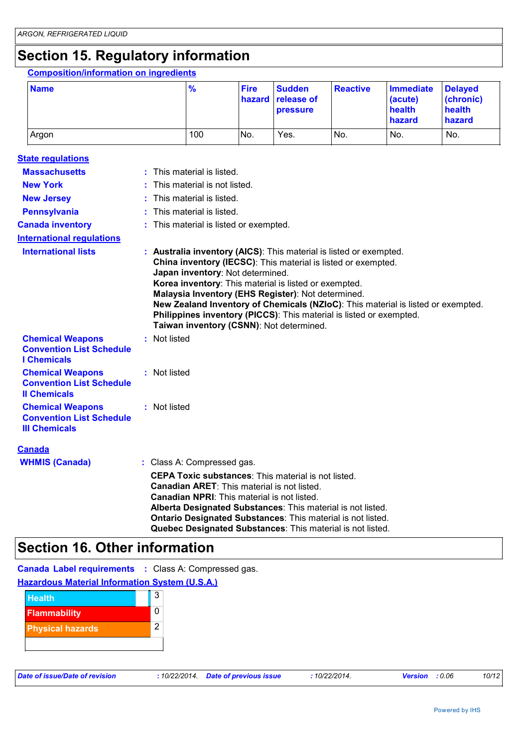# Section 15. Regulatory information

**Composition/information on ingredients**

| Name | % | Fire hazard | Sudden release of pressure | Reactive | Immediate (acute) health hazard | Delayed (chronic) health hazard |
|---|---|---|---|---|---|---|
| Argon | 100 | No. | Yes. | No. | No. | No. |

**State regulations**

**Massachusetts** : This material is listed.

**New York** : This material is not listed.

**New Jersey** : This material is listed.

**Pennsylvania** : This material is listed.

**Canada inventory** : This material is listed or exempted.

**International regulations**

**International lists** :
**Australia inventory (AICS)**: This material is listed or exempted.
**China inventory (IECSC)**: This material is listed or exempted.
**Japan inventory**: Not determined.
**Korea inventory**: This material is listed or exempted.
**Malaysia Inventory (EHS Register)**: Not determined.
**New Zealand Inventory of Chemicals (NZIoC)**: This material is listed or exempted.
**Philippines inventory (PICCS)**: This material is listed or exempted.
**Taiwan inventory (CSNN)**: Not determined.

**Chemical Weapons Convention List Schedule I Chemicals** : Not listed

**Chemical Weapons Convention List Schedule II Chemicals** : Not listed

**Chemical Weapons Convention List Schedule III Chemicals** : Not listed

**Canada**

**WHMIS (Canada)** : Class A: Compressed gas.

**CEPA Toxic substances**: This material is not listed.
**Canadian ARET**: This material is not listed.
**Canadian NPRI**: This material is not listed.
**Alberta Designated Substances**: This material is not listed.
**Ontario Designated Substances**: This material is not listed.
**Quebec Designated Substances**: This material is not listed.

# Section 16. Other information

**Canada Label requirements** : Class A: Compressed gas.

**Hazardous Material Information System (U.S.A.)**

| Health | 3 |
|---|---|
| Flammability | 0 |
| Physical hazards | 2 |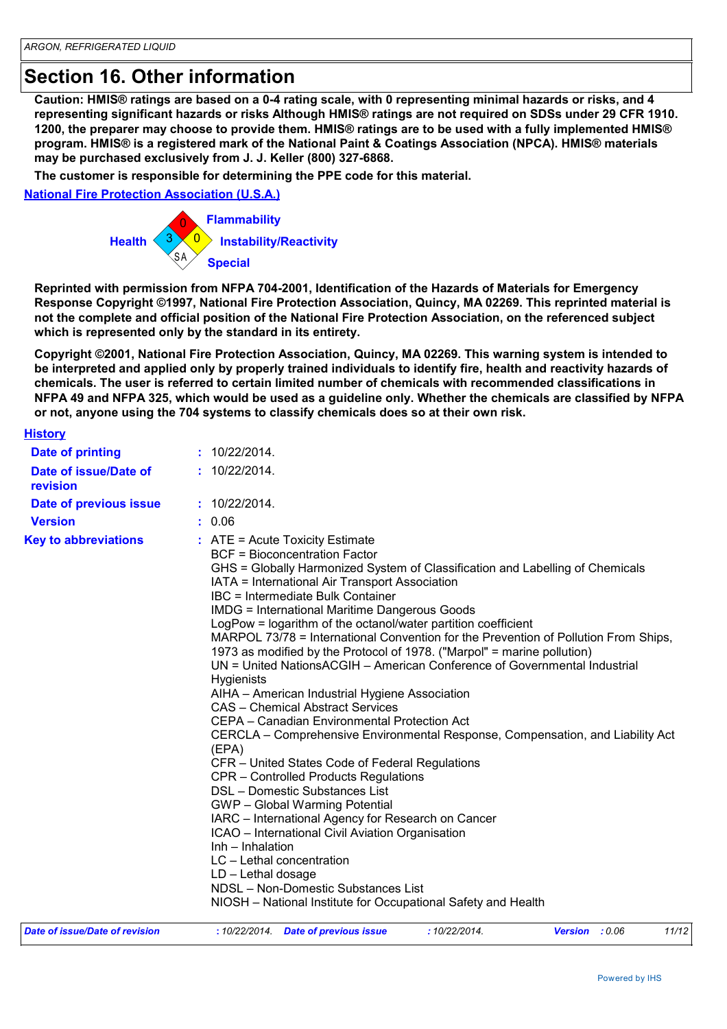## Section 16. Other information

**Caution: HMIS® ratings are based on a 0-4 rating scale, with 0 representing minimal hazards or risks, and 4 representing significant hazards or risks Although HMIS® ratings are not required on SDSs under 29 CFR 1910. 1200, the preparer may choose to provide them. HMIS® ratings are to be used with a fully implemented HMIS® program. HMIS® is a registered mark of the National Paint & Coatings Association (NPCA). HMIS® materials may be purchased exclusively from J. J. Keller (800) 327-6868.**

**The customer is responsible for determining the PPE code for this material.**

**National Fire Protection Association (U.S.A.)**

| | |
|---|---|
| Flammability | 0 |
| Health | 3 |
| Instability/Reactivity | 0 |
| Special | SA |

**Reprinted with permission from NFPA 704-2001, Identification of the Hazards of Materials for Emergency Response Copyright ©1997, National Fire Protection Association, Quincy, MA 02269. This reprinted material is not the complete and official position of the National Fire Protection Association, on the referenced subject which is represented only by the standard in its entirety.**

**Copyright ©2001, National Fire Protection Association, Quincy, MA 02269. This warning system is intended to be interpreted and applied only by properly trained individuals to identify fire, health and reactivity hazards of chemicals. The user is referred to certain limited number of chemicals with recommended classifications in NFPA 49 and NFPA 325, which would be used as a guideline only. Whether the chemicals are classified by NFPA or not, anyone using the 704 systems to classify chemicals does so at their own risk.**

**History**

**Date of printing** : 10/22/2014.

**Date of issue/Date of revision** : 10/22/2014.

**Date of previous issue** : 10/22/2014.

**Version** : 0.06

**Key to abbreviations** :
ATE = Acute Toxicity Estimate
BCF = Bioconcentration Factor
GHS = Globally Harmonized System of Classification and Labelling of Chemicals
IATA = International Air Transport Association
IBC = Intermediate Bulk Container
IMDG = International Maritime Dangerous Goods
LogPow = logarithm of the octanol/water partition coefficient
MARPOL 73/78 = International Convention for the Prevention of Pollution From Ships, 1973 as modified by the Protocol of 1978. ("Marpol" = marine pollution)
UN = United NationsACGIH – American Conference of Governmental Industrial Hygienists
AIHA – American Industrial Hygiene Association
CAS – Chemical Abstract Services
CEPA – Canadian Environmental Protection Act
CERCLA – Comprehensive Environmental Response, Compensation, and Liability Act (EPA)
CFR – United States Code of Federal Regulations
CPR – Controlled Products Regulations
DSL – Domestic Substances List
GWP – Global Warming Potential
IARC – International Agency for Research on Cancer
ICAO – International Civil Aviation Organisation
Inh – Inhalation
LC – Lethal concentration
LD – Lethal dosage
NDSL – Non-Domestic Substances List
NIOSH – National Institute for Occupational Safety and Health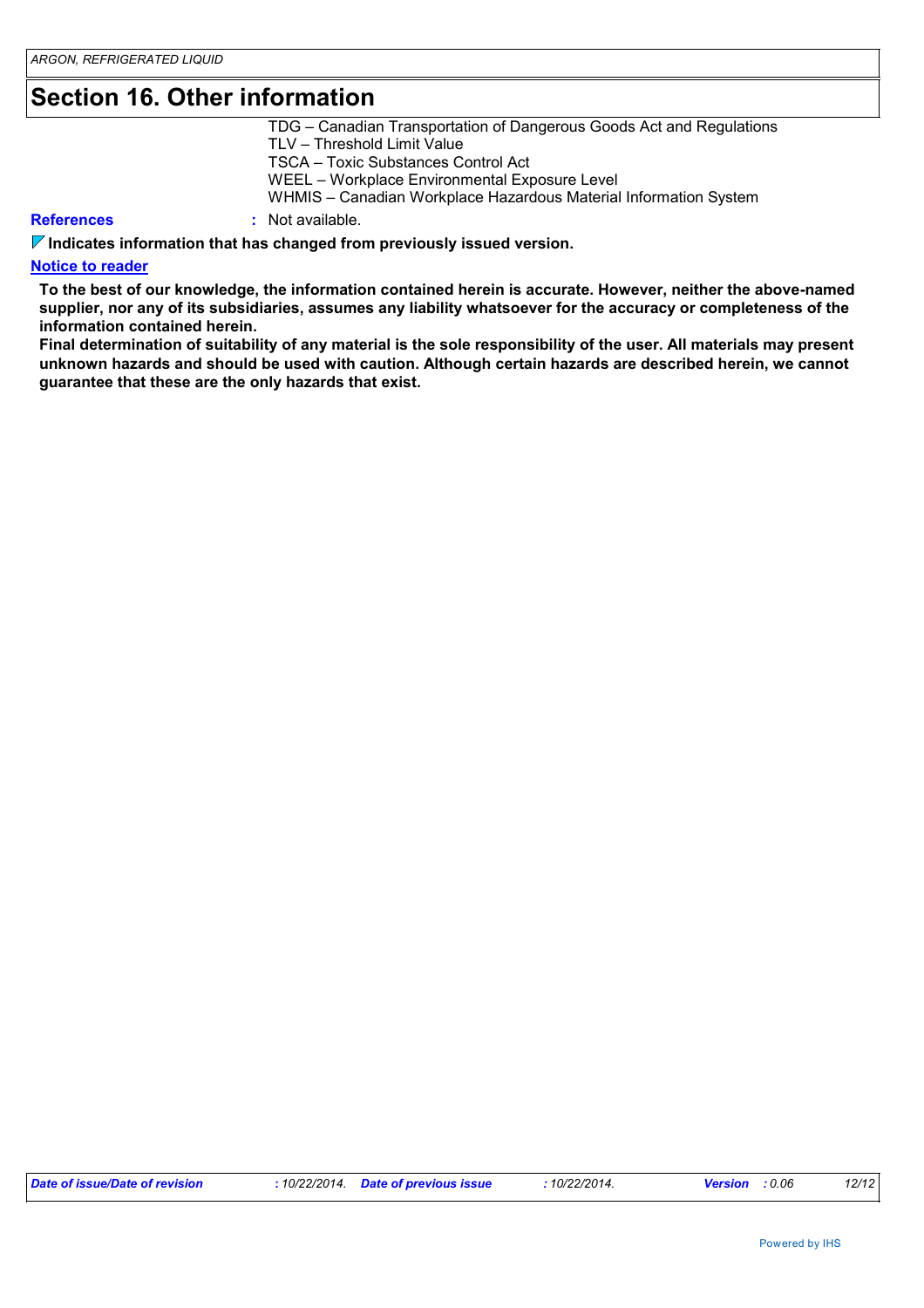## Section 16. Other information

TDG – Canadian Transportation of Dangerous Goods Act and Regulations
TLV – Threshold Limit Value
TSCA – Toxic Substances Control Act
WEEL – Workplace Environmental Exposure Level
WHMIS – Canadian Workplace Hazardous Material Information System

**References** : Not available.

**Indicates information that has changed from previously issued version.**

**Notice to reader**

**To the best of our knowledge, the information contained herein is accurate. However, neither the above-named supplier, nor any of its subsidiaries, assumes any liability whatsoever for the accuracy or completeness of the information contained herein.**

**Final determination of suitability of any material is the sole responsibility of the user. All materials may present unknown hazards and should be used with caution. Although certain hazards are described herein, we cannot guarantee that these are the only hazards that exist.**